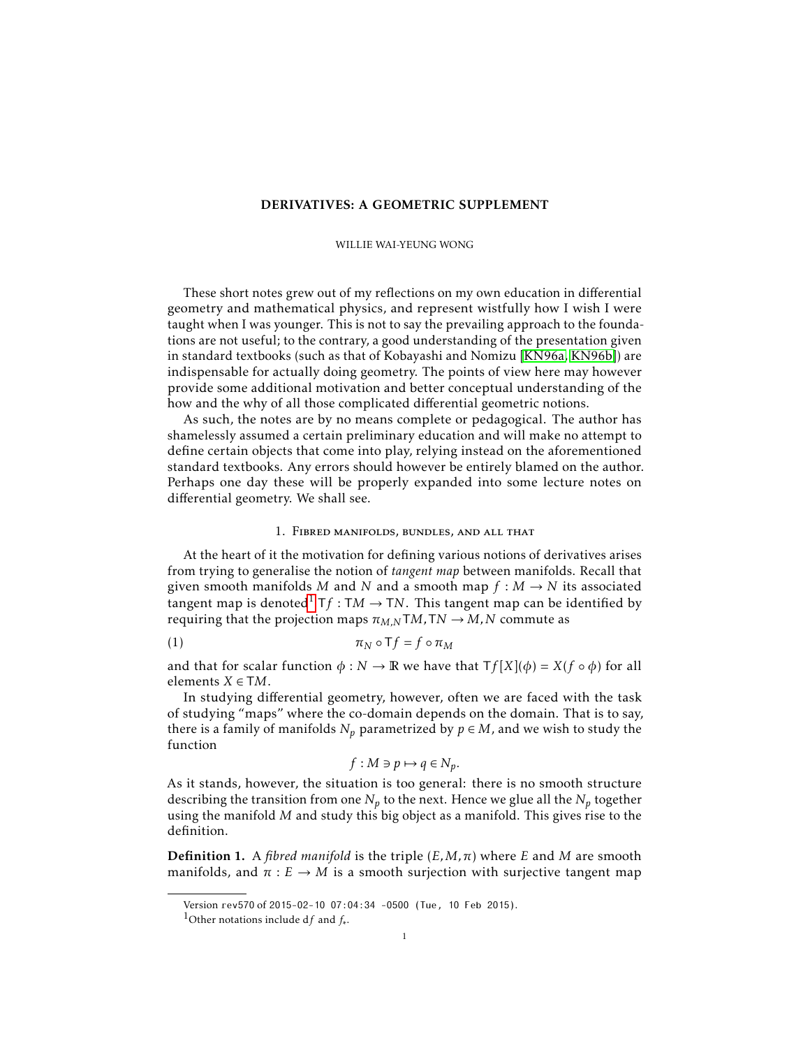# DERIVATIVES: A GEOMETRIC SUPPLEMENT

WILLIE WAI-YEUNG WONG

These short notes grew out of my reflections on my own education in differential geometry and mathematical physics, and represent wistfully how I wish I were taught when I was younger. This is not to say the prevailing approach to the foundations are not useful; to the contrary, a good understanding of the presentation given in standard textbooks (such as that of Kobayashi and Nomizu [KN96a, KN96b]) are indispensable for actually doing geometry. The points of view here may however provide some additional motivation and better conceptual understanding of the how and the why of all those complicated differential geometric notions.

As such, the notes are by no means complete or pedagogical. The author has shamelessly assumed a certain preliminary education and will make no attempt to define certain objects that come into play, relying instead on the aforementioned standard textbooks. Any errors should however be entirely blamed on the author. Perhaps one day these will be properly expanded into some lecture notes on differential geometry. We shall see.

## 1. Fibred manifolds, bundles, and all that

At the heart of it the motivation for defining various notions of derivatives arises from trying to generalise the notion of *tangent map* between manifolds. Recall that given smooth manifolds $M$ and $N$ and a smooth map $f : M \to N$ its associated tangent map is denoted[1] $\mathsf{T}f : \mathsf{T}M \to \mathsf{T}N$. This tangent map can be identified by requiring that the projection maps $\pi_{M,N} \mathsf{T}M, \mathsf{T}N \to M, N$ commute as

$$\pi_N \circ \mathsf{T}f = f \circ \pi_M \tag{1}$$

and that for scalar function $\phi : N \to \mathbb{R}$ we have that $\mathsf{T}f[X](\phi) = X(f \circ \phi)$ for all elements $X \in \mathsf{T}M$.

In studying differential geometry, however, often we are faced with the task of studying "maps" where the co-domain depends on the domain. That is to say, there is a family of manifolds $N_p$ parametrized by $p \in M$, and we wish to study the function

$$f : M \ni p \mapsto q \in N_p.$$

As it stands, however, the situation is too general: there is no smooth structure describing the transition from one $N_p$ to the next. Hence we glue all the $N_p$ together using the manifold $M$ and study this big object as a manifold. This gives rise to the definition.

**Definition 1.** A *fibred manifold* is the triple $(E, M, \pi)$ where $E$ and $M$ are smooth manifolds, and $\pi : E \to M$ is a smooth surjection with surjective tangent map

Version rev570 of 2015-02-10 07:04:34 -0500 (Tue, 10 Feb 2015).

[1] Other notations include $\mathrm{d}f$ and $f_*$.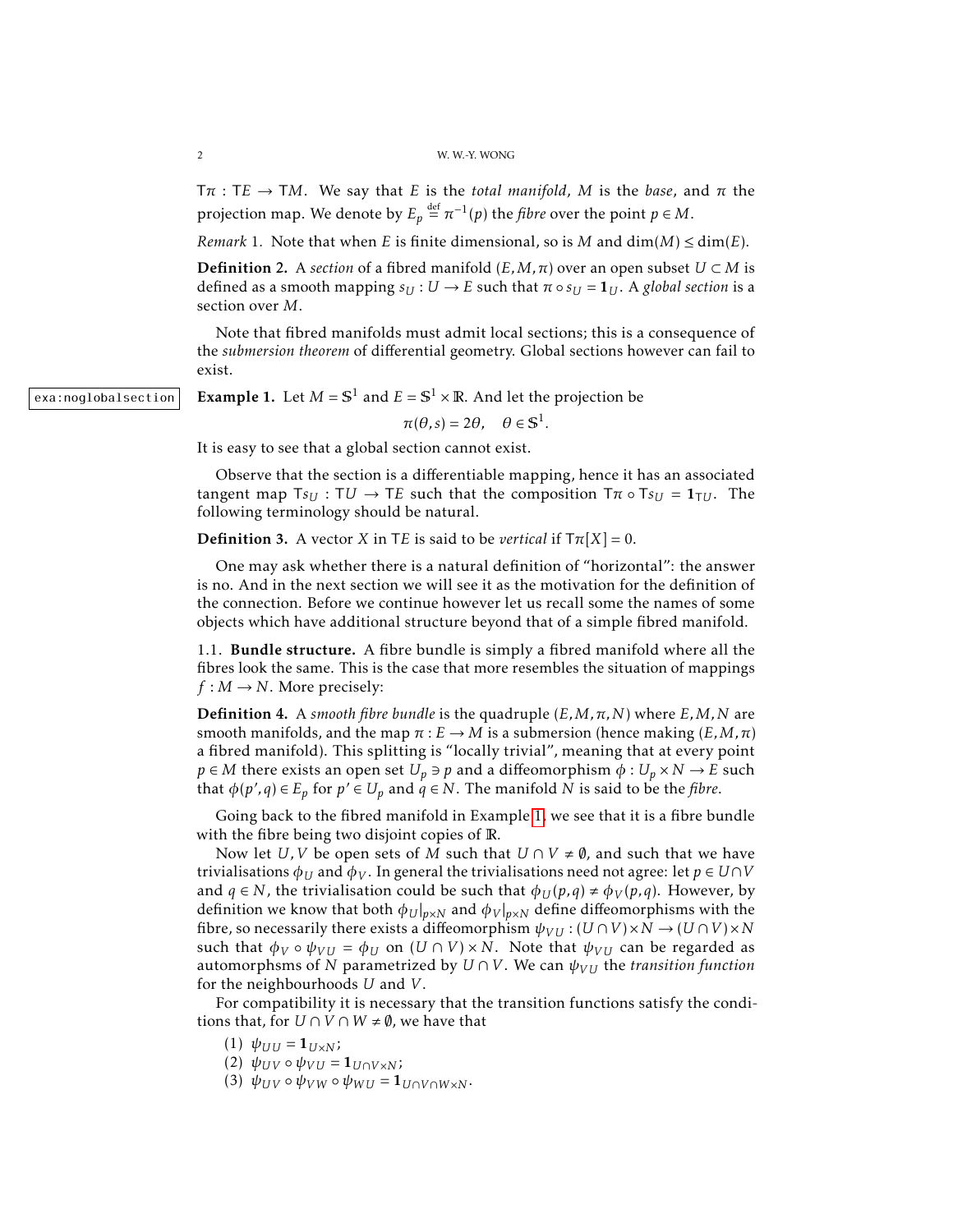$\mathsf{T}\pi : \mathsf{T}E \to \mathsf{T}M$. We say that $E$ is the *total manifold*, $M$ is the *base*, and $\pi$ the projection map. We denote by $E_p \stackrel{\text{def}}{=} \pi^{-1}(p)$ the *fibre* over the point $p \in M$.

*Remark* 1. Note that when $E$ is finite dimensional, so is $M$ and $\dim(M) \leq \dim(E)$.

**Definition 2.** A *section* of a fibred manifold $(E, M, \pi)$ over an open subset $U \subset M$ is defined as a smooth mapping $s_U : U \to E$ such that $\pi \circ s_U = \mathbf{1}_U$. A *global section* is a section over $M$.

Note that fibred manifolds must admit local sections; this is a consequence of the *submersion theorem* of differential geometry. Global sections however can fail to exist.

exa:noglobalsection

**Example 1.** Let $M = \mathbb{S}^1$ and $E = \mathbb{S}^1 \times \mathbb{R}$. And let the projection be

$$\pi(\theta, s) = 2\theta, \quad \theta \in \mathbb{S}^1.$$

It is easy to see that a global section cannot exist.

Observe that the section is a differentiable mapping, hence it has an associated tangent map $\mathsf{T}s_U : \mathsf{T}U \to \mathsf{T}E$ such that the composition $\mathsf{T}\pi \circ \mathsf{T}s_U = \mathbf{1}_{\mathsf{T}U}$. The following terminology should be natural.

**Definition 3.** A vector $X$ in $\mathsf{T}E$ is said to be *vertical* if $\mathsf{T}\pi[X] = 0$.

One may ask whether there is a natural definition of "horizontal": the answer is no. And in the next section we will see it as the motivation for the definition of the connection. Before we continue however let us recall some the names of some objects which have additional structure beyond that of a simple fibred manifold.

### 1.1. Bundle structure.

A fibre bundle is simply a fibred manifold where all the fibres look the same. This is the case that more resembles the situation of mappings $f : M \to N$. More precisely:

**Definition 4.** A *smooth fibre bundle* is the quadruple $(E, M, \pi, N)$ where $E, M, N$ are smooth manifolds, and the map $\pi : E \to M$ is a submersion (hence making $(E, M, \pi)$ a fibred manifold). This splitting is "locally trivial", meaning that at every point $p \in M$ there exists an open set $U_p \ni p$ and a diffeomorphism $\phi : U_p \times N \to E$ such that $\phi(p', q) \in E_p$ for $p' \in U_p$ and $q \in N$. The manifold $N$ is said to be the *fibre*.

Going back to the fibred manifold in Example 1, we see that it is a fibre bundle with the fibre being two disjoint copies of $\mathbb{R}$.

Now let $U, V$ be open sets of $M$ such that $U \cap V \neq \emptyset$, and such that we have trivialisations $\phi_U$ and $\phi_V$. In general the trivialisations need not agree: let $p \in U \cap V$ and $q \in N$, the trivialisation could be such that $\phi_U(p, q) \neq \phi_V(p, q)$. However, by definition we know that both $\phi_U|_{p \times N}$ and $\phi_V|_{p \times N}$ define diffeomorphisms with the fibre, so necessarily there exists a diffeomorphism $\psi_{VU} : (U \cap V) \times N \to (U \cap V) \times N$ such that $\phi_V \circ \psi_{VU} = \phi_U$ on $(U \cap V) \times N$. Note that $\psi_{VU}$ can be regarded as automorphsms of $N$ parametrized by $U \cap V$. We can $\psi_{VU}$ the *transition function* for the neighbourhoods $U$ and $V$.

For compatibility it is necessary that the transition functions satisfy the conditions that, for $U \cap V \cap W \neq \emptyset$, we have that

1. $\psi_{UU} = \mathbf{1}_{U \times N}$;
2. $\psi_{UV} \circ \psi_{VU} = \mathbf{1}_{U \cap V \times N}$;
3. $\psi_{UV} \circ \psi_{VW} \circ \psi_{WU} = \mathbf{1}_{U \cap V \cap W \times N}$.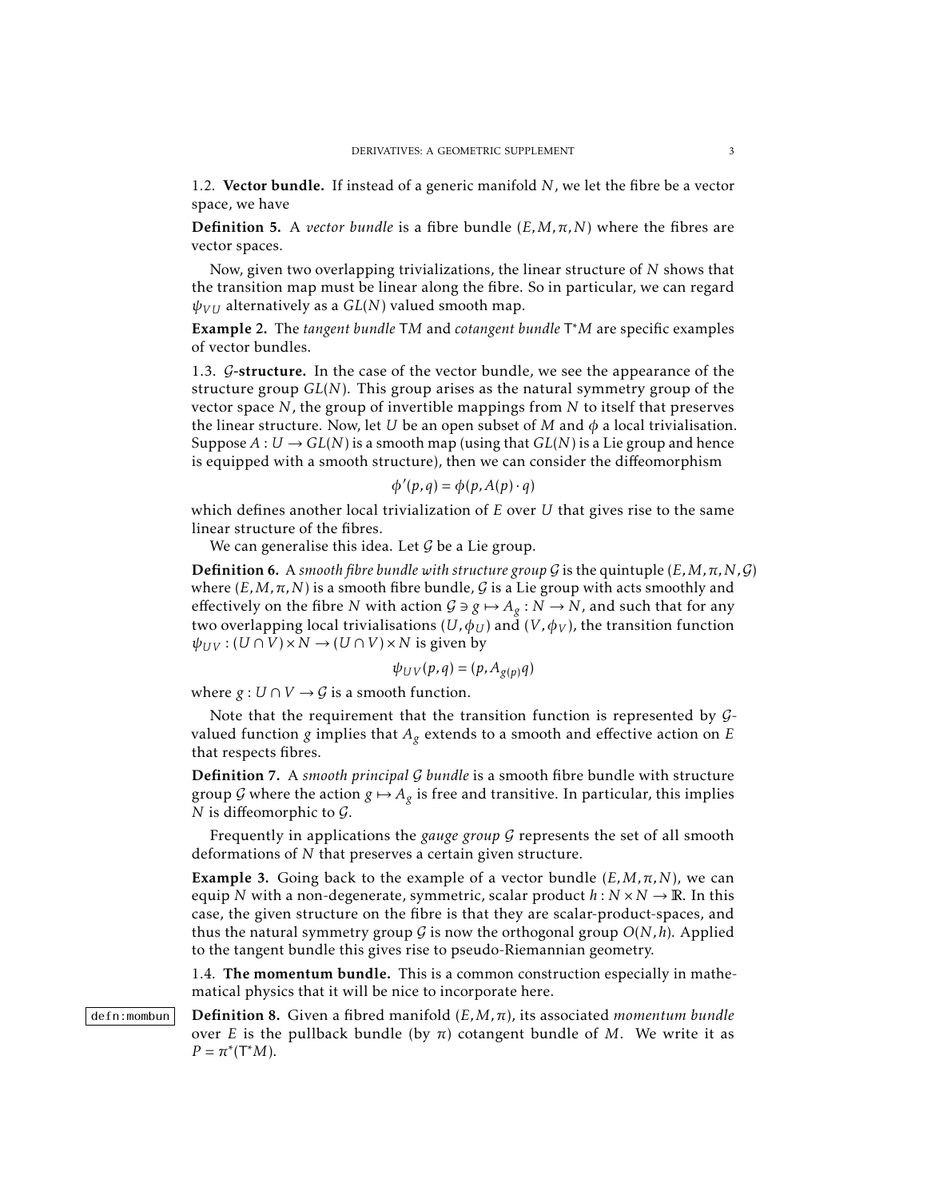### 1.2. **Vector bundle.**

If instead of a generic manifold $N$, we let the fibre be a vector space, we have

**Definition 5.** A *vector bundle* is a fibre bundle $(E, M, \pi, N)$ where the fibres are vector spaces.

Now, given two overlapping trivializations, the linear structure of $N$ shows that the transition map must be linear along the fibre. So in particular, we can regard $\psi_{VU}$ alternatively as a $GL(N)$ valued smooth map.

**Example 2.** The *tangent bundle* $\mathsf{T}M$ and *cotangent bundle* $\mathsf{T}^*M$ are specific examples of vector bundles.

### 1.3. $\mathcal{G}$**-structure.**

In the case of the vector bundle, we see the appearance of the structure group $GL(N)$. This group arises as the natural symmetry group of the vector space $N$, the group of invertible mappings from $N$ to itself that preserves the linear structure. Now, let $U$ be an open subset of $M$ and $\phi$ a local trivialisation. Suppose $A : U \to GL(N)$ is a smooth map (using that $GL(N)$ is a Lie group and hence is equipped with a smooth structure), then we can consider the diffeomorphism

$$\phi'(p, q) = \phi(p, A(p) \cdot q)$$

which defines another local trivialization of $E$ over $U$ that gives rise to the same linear structure of the fibres.

We can generalise this idea. Let $\mathcal{G}$ be a Lie group.

**Definition 6.** A *smooth fibre bundle with structure group* $\mathcal{G}$ is the quintuple $(E, M, \pi, N, \mathcal{G})$ where $(E, M, \pi, N)$ is a smooth fibre bundle, $\mathcal{G}$ is a Lie group with acts smoothly and effectively on the fibre $N$ with action $\mathcal{G} \ni g \mapsto A_g : N \to N$, and such that for any two overlapping local trivialisations $(U, \phi_U)$ and $(V, \phi_V)$, the transition function $\psi_{UV} : (U \cap V) \times N \to (U \cap V) \times N$ is given by

$$\psi_{UV}(p, q) = (p, A_{g(p)} q)$$

where $g : U \cap V \to \mathcal{G}$ is a smooth function.

Note that the requirement that the transition function is represented by $\mathcal{G}$-valued function $g$ implies that $A_g$ extends to a smooth and effective action on $E$ that respects fibres.

**Definition 7.** A *smooth principal* $\mathcal{G}$ *bundle* is a smooth fibre bundle with structure group $\mathcal{G}$ where the action $g \mapsto A_g$ is free and transitive. In particular, this implies $N$ is diffeomorphic to $\mathcal{G}$.

Frequently in applications the *gauge group* $\mathcal{G}$ represents the set of all smooth deformations of $N$ that preserves a certain given structure.

**Example 3.** Going back to the example of a vector bundle $(E, M, \pi, N)$, we can equip $N$ with a non-degenerate, symmetric, scalar product $h : N \times N \to \mathbb{R}$. In this case, the given structure on the fibre is that they are scalar-product-spaces, and thus the natural symmetry group $\mathcal{G}$ is now the orthogonal group $O(N, h)$. Applied to the tangent bundle this gives rise to pseudo-Riemannian geometry.

### 1.4. **The momentum bundle.**

This is a common construction especially in mathematical physics that it will be nice to incorporate here.

**Definition 8.** Given a fibred manifold $(E, M, \pi)$, its associated *momentum bundle* over $E$ is the pullback bundle (by $\pi$) cotangent bundle of $M$. We write it as $P = \pi^*(\mathsf{T}^*M)$.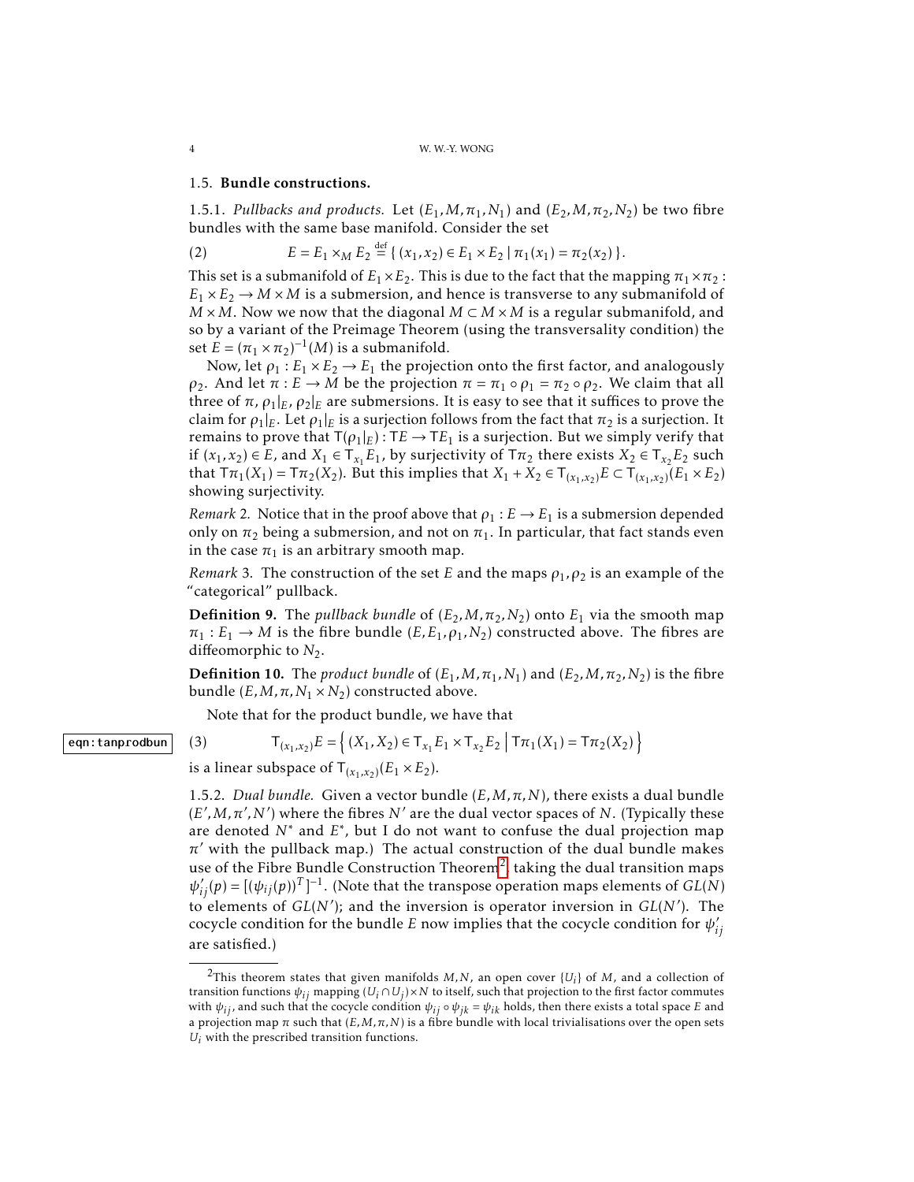### 1.5. **Bundle constructions.**

1.5.1. *Pullbacks and products.* Let $(E_1, M, \pi_1, N_1)$ and $(E_2, M, \pi_2, N_2)$ be two fibre bundles with the same base manifold. Consider the set

$$E = E_1 \times_M E_2 \stackrel{\text{def}}{=} \{ (x_1, x_2) \in E_1 \times E_2 \mid \pi_1(x_1) = \pi_2(x_2) \}. \tag{2}$$

This set is a submanifold of $E_1 \times E_2$. This is due to the fact that the mapping $\pi_1 \times \pi_2 : E_1 \times E_2 \to M \times M$ is a submersion, and hence is transverse to any submanifold of $M \times M$. Now we now that the diagonal $M \subset M \times M$ is a regular submanifold, and so by a variant of the Preimage Theorem (using the transversality condition) the set $E = (\pi_1 \times \pi_2)^{-1}(M)$ is a submanifold.

Now, let $\rho_1 : E_1 \times E_2 \to E_1$ the projection onto the first factor, and analogously $\rho_2$. And let $\pi : E \to M$ be the projection $\pi = \pi_1 \circ \rho_1 = \pi_2 \circ \rho_2$. We claim that all three of $\pi$, $\rho_1|_E$, $\rho_2|_E$ are submersions. It is easy to see that it suffices to prove the claim for $\rho_1|_E$. Let $\rho_1|_E$ is a surjection follows from the fact that $\pi_2$ is a surjection. It remains to prove that $\mathsf{T}(\rho_1|_E) : \mathsf{T}E \to \mathsf{T}E_1$ is a surjection. But we simply verify that if $(x_1, x_2) \in E$, and $X_1 \in \mathsf{T}_{x_1}E_1$, by surjectivity of $\mathsf{T}\pi_2$ there exists $X_2 \in \mathsf{T}_{x_2}E_2$ such that $\mathsf{T}\pi_1(X_1) = \mathsf{T}\pi_2(X_2)$. But this implies that $X_1 + X_2 \in \mathsf{T}_{(x_1,x_2)}E \subset \mathsf{T}_{(x_1,x_2)}(E_1 \times E_2)$ showing surjectivity.

*Remark* 2. Notice that in the proof above that $\rho_1 : E \to E_1$ is a submersion depended only on $\pi_2$ being a submersion, and not on $\pi_1$. In particular, that fact stands even in the case $\pi_1$ is an arbitrary smooth map.

*Remark* 3. The construction of the set $E$ and the maps $\rho_1, \rho_2$ is an example of the "categorical" pullback.

**Definition 9.** The *pullback bundle* of $(E_2, M, \pi_2, N_2)$ onto $E_1$ via the smooth map $\pi_1 : E_1 \to M$ is the fibre bundle $(E, E_1, \rho_1, N_2)$ constructed above. The fibres are diffeomorphic to $N_2$.

**Definition 10.** The *product bundle* of $(E_1, M, \pi_1, N_1)$ and $(E_2, M, \pi_2, N_2)$ is the fibre bundle $(E, M, \pi, N_1 \times N_2)$ constructed above.

Note that for the product bundle, we have that

$$\mathsf{T}_{(x_1,x_2)}E = \left\{ (X_1, X_2) \in \mathsf{T}_{x_1}E_1 \times \mathsf{T}_{x_2}E_2 \,\middle|\, \mathsf{T}\pi_1(X_1) = \mathsf{T}\pi_2(X_2) \right\} \tag{3}$$

is a linear subspace of $\mathsf{T}_{(x_1,x_2)}(E_1 \times E_2)$.

1.5.2. *Dual bundle.* Given a vector bundle $(E, M, \pi, N)$, there exists a dual bundle $(E', M, \pi', N')$ where the fibres $N'$ are the dual vector spaces of $N$. (Typically these are denoted $N^*$ and $E^*$, but I do not want to confuse the dual projection map $\pi'$ with the pullback map.) The actual construction of the dual bundle makes use of the Fibre Bundle Construction Theorem[2] taking the dual transition maps $\psi'_{ij}(p) = [(\psi_{ij}(p))^T]^{-1}$. (Note that the transpose operation maps elements of $GL(N)$ to elements of $GL(N')$; and the inversion is operator inversion in $GL(N')$. The cocycle condition for the bundle $E$ now implies that the cocycle condition for $\psi'_{ij}$ are satisfied.)

---

[2]This theorem states that given manifolds $M, N$, an open cover $\{U_i\}$ of $M$, and a collection of transition functions $\psi_{ij}$ mapping $(U_i \cap U_j) \times N$ to itself, such that projection to the first factor commutes with $\psi_{ij}$, and such that the cocycle condition $\psi_{ij} \circ \psi_{jk} = \psi_{ik}$ holds, then there exists a total space $E$ and a projection map $\pi$ such that $(E, M, \pi, N)$ is a fibre bundle with local trivialisations over the open sets $U_i$ with the prescribed transition functions.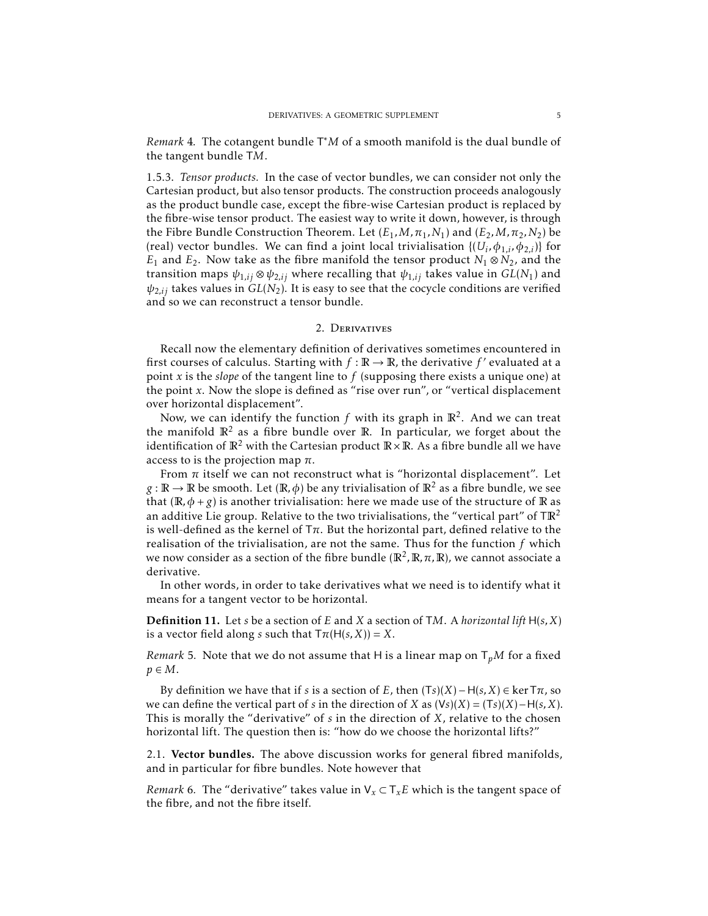*Remark* 4. The cotangent bundle $\mathsf{T}^*M$ of a smooth manifold is the dual bundle of the tangent bundle $\mathsf{T}M$.

1.5.3. *Tensor products.* In the case of vector bundles, we can consider not only the Cartesian product, but also tensor products. The construction proceeds analogously as the product bundle case, except the fibre-wise Cartesian product is replaced by the fibre-wise tensor product. The easiest way to write it down, however, is through the Fibre Bundle Construction Theorem. Let $(E_1, M, \pi_1, N_1)$ and $(E_2, M, \pi_2, N_2)$ be (real) vector bundles. We can find a joint local trivialisation $\{(U_i, \phi_{1,i}, \phi_{2,i})\}$ for $E_1$ and $E_2$. Now take as the fibre manifold the tensor product $N_1 \otimes N_2$, and the transition maps $\psi_{1,ij} \otimes \psi_{2,ij}$ where recalling that $\psi_{1,ij}$ takes value in $GL(N_1)$ and $\psi_{2,ij}$ takes values in $GL(N_2)$. It is easy to see that the cocycle conditions are verified and so we can reconstruct a tensor bundle.

## 2. Derivatives

Recall now the elementary definition of derivatives sometimes encountered in first courses of calculus. Starting with $f : \mathbb{R} \to \mathbb{R}$, the derivative $f'$ evaluated at a point $x$ is the *slope* of the tangent line to $f$ (supposing there exists a unique one) at the point $x$. Now the slope is defined as "rise over run", or "vertical displacement over horizontal displacement".

Now, we can identify the function $f$ with its graph in $\mathbb{R}^2$. And we can treat the manifold $\mathbb{R}^2$ as a fibre bundle over $\mathbb{R}$. In particular, we forget about the identification of $\mathbb{R}^2$ with the Cartesian product $\mathbb{R} \times \mathbb{R}$. As a fibre bundle all we have access to is the projection map $\pi$.

From $\pi$ itself we can not reconstruct what is "horizontal displacement". Let $g : \mathbb{R} \to \mathbb{R}$ be smooth. Let $(\mathbb{R}, \phi)$ be any trivialisation of $\mathbb{R}^2$ as a fibre bundle, we see that $(\mathbb{R}, \phi + g)$ is another trivialisation: here we made use of the structure of $\mathbb{R}$ as an additive Lie group. Relative to the two trivialisations, the "vertical part" of $\mathsf{T}\mathbb{R}^2$ is well-defined as the kernel of $\mathsf{T}\pi$. But the horizontal part, defined relative to the realisation of the trivialisation, are not the same. Thus for the function $f$ which we now consider as a section of the fibre bundle $(\mathbb{R}^2, \mathbb{R}, \pi, \mathbb{R})$, we cannot associate a derivative.

In other words, in order to take derivatives what we need is to identify what it means for a tangent vector to be horizontal.

**Definition 11.** Let $s$ be a section of $E$ and $X$ a section of $\mathsf{T}M$. A *horizontal lift* $\mathsf{H}(s, X)$ is a vector field along $s$ such that $\mathsf{T}\pi(\mathsf{H}(s, X)) = X$.

*Remark* 5. Note that we do not assume that $\mathsf{H}$ is a linear map on $\mathsf{T}_pM$ for a fixed $p \in M$.

By definition we have that if $s$ is a section of $E$, then $(\mathsf{T}s)(X) - \mathsf{H}(s, X) \in \ker \mathsf{T}\pi$, so we can define the vertical part of $s$ in the direction of $X$ as $(\mathsf{V}s)(X) = (\mathsf{T}s)(X) - \mathsf{H}(s, X)$. This is morally the "derivative" of $s$ in the direction of $X$, relative to the chosen horizontal lift. The question then is: "how do we choose the horizontal lifts?"

2.1. **Vector bundles.** The above discussion works for general fibred manifolds, and in particular for fibre bundles. Note however that

*Remark* 6. The "derivative" takes value in $\mathsf{V}_x \subset \mathsf{T}_xE$ which is the tangent space of the fibre, and not the fibre itself.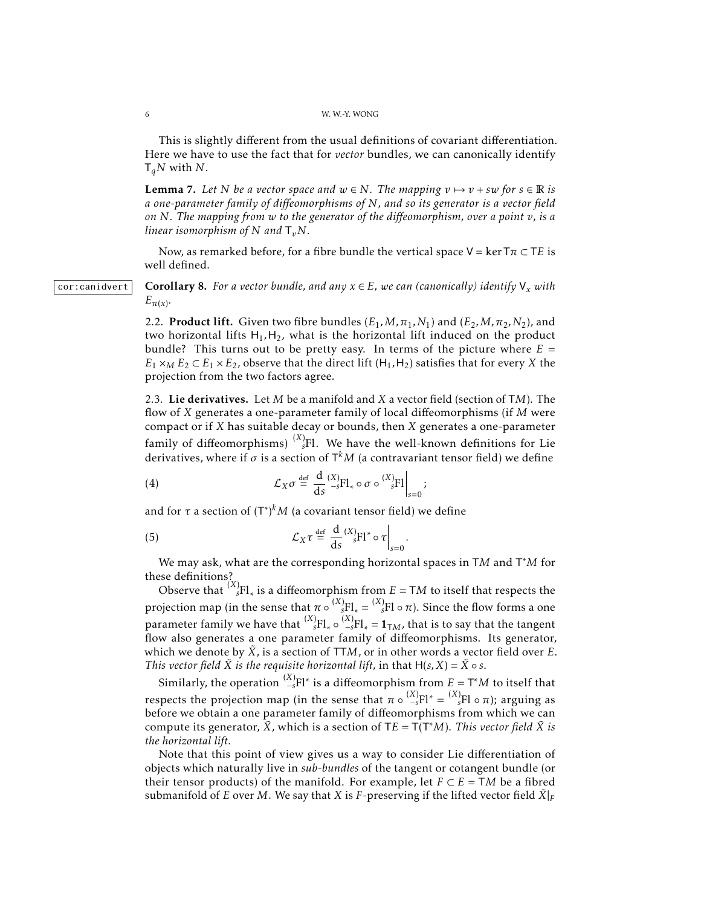This is slightly different from the usual definitions of covariant differentiation. Here we have to use the fact that for *vector* bundles, we can canonically identify $\mathsf{T}_q N$ with $N$.

**Lemma 7.** *Let $N$ be a vector space and $w \in N$. The mapping $v \mapsto v + sw$ for $s \in \mathbb{R}$ is a one-parameter family of diffeomorphisms of $N$, and so its generator is a vector field on $N$. The mapping from $w$ to the generator of the diffeomorphism, over a point $v$, is a linear isomorphism of $N$ and $\mathsf{T}_v N$.*

Now, as remarked before, for a fibre bundle the vertical space $\mathsf{V} = \ker \mathsf{T}\pi \subset \mathsf{T}E$ is well defined.

**Corollary 8.** *For a vector bundle, and any $x \in E$, we can (canonically) identify $\mathsf{V}_x$ with $E_{\pi(x)}$.*

2.2. **Product lift.** Given two fibre bundles $(E_1, M, \pi_1, N_1)$ and $(E_2, M, \pi_2, N_2)$, and two horizontal lifts $\mathsf{H}_1, \mathsf{H}_2$, what is the horizontal lift induced on the product bundle? This turns out to be pretty easy. In terms of the picture where $E = E_1 \times_M E_2 \subset E_1 \times E_2$, observe that the direct lift $(\mathsf{H}_1, \mathsf{H}_2)$ satisfies that for every $X$ the projection from the two factors agree.

2.3. **Lie derivatives.** Let $M$ be a manifold and $X$ a vector field (section of $\mathsf{T}M$). The flow of $X$ generates a one-parameter family of local diffeomorphisms (if $M$ were compact or if $X$ has suitable decay or bounds, then $X$ generates a one-parameter family of diffeomorphisms) ${}^{(X)}_{s}\mathrm{Fl}$. We have the well-known definitions for Lie derivatives, where if $\sigma$ is a section of $\mathsf{T}^k M$ (a contravariant tensor field) we define

$$\mathcal{L}_X \sigma \stackrel{\text{def}}{=} \frac{\mathrm{d}}{\mathrm{d}s} {}^{(X)}_{-s}\mathrm{Fl}_* \circ \sigma \circ {}^{(X)}_{s}\mathrm{Fl}\Big|_{s=0}; \tag{4}$$

and for $\tau$ a section of $(\mathsf{T}^*)^k M$ (a covariant tensor field) we define

$$\mathcal{L}_X \tau \stackrel{\text{def}}{=} \frac{\mathrm{d}}{\mathrm{d}s} {}^{(X)}_{s}\mathrm{Fl}^* \circ \tau\Big|_{s=0}. \tag{5}$$

We may ask, what are the corresponding horizontal spaces in $\mathsf{T}M$ and $\mathsf{T}^*M$ for these definitions?

Observe that ${}^{(X)}_{s}\mathrm{Fl}_*$ is a diffeomorphism from $E = \mathsf{T}M$ to itself that respects the projection map (in the sense that $\pi \circ {}^{(X)}_{s}\mathrm{Fl}_* = {}^{(X)}_{s}\mathrm{Fl} \circ \pi$). Since the flow forms a one parameter family we have that ${}^{(X)}_{s}\mathrm{Fl}_* \circ {}^{(X)}_{-s}\mathrm{Fl}_* = \mathbf{1}_{\mathsf{T}M}$, that is to say that the tangent flow also generates a one parameter family of diffeomorphisms. Its generator, which we denote by $\tilde{X}$, is a section of $\mathsf{TT}M$, or in other words a vector field over $E$. *This vector field $\tilde{X}$ is the requisite horizontal lift*, in that $\mathsf{H}(s, X) = \tilde{X} \circ s$.

Similarly, the operation ${}^{(X)}_{-s}\mathrm{Fl}^*$ is a diffeomorphism from $E = \mathsf{T}^*M$ to itself that respects the projection map (in the sense that $\pi \circ {}^{(X)}_{-s}\mathrm{Fl}^* = {}^{(X)}_{s}\mathrm{Fl} \circ \pi$); arguing as before we obtain a one parameter family of diffeomorphisms from which we can compute its generator, $\tilde{X}$, which is a section of $\mathsf{T}E = \mathsf{T}(\mathsf{T}^*M)$. *This vector field $\tilde{X}$ is the horizontal lift.*

Note that this point of view gives us a way to consider Lie differentiation of objects which naturally live in *sub-bundles* of the tangent or cotangent bundle (or their tensor products) of the manifold. For example, let $F \subset E = \mathsf{T}M$ be a fibred submanifold of $E$ over $M$. We say that $X$ is $F$-preserving if the lifted vector field $\tilde{X}|_F$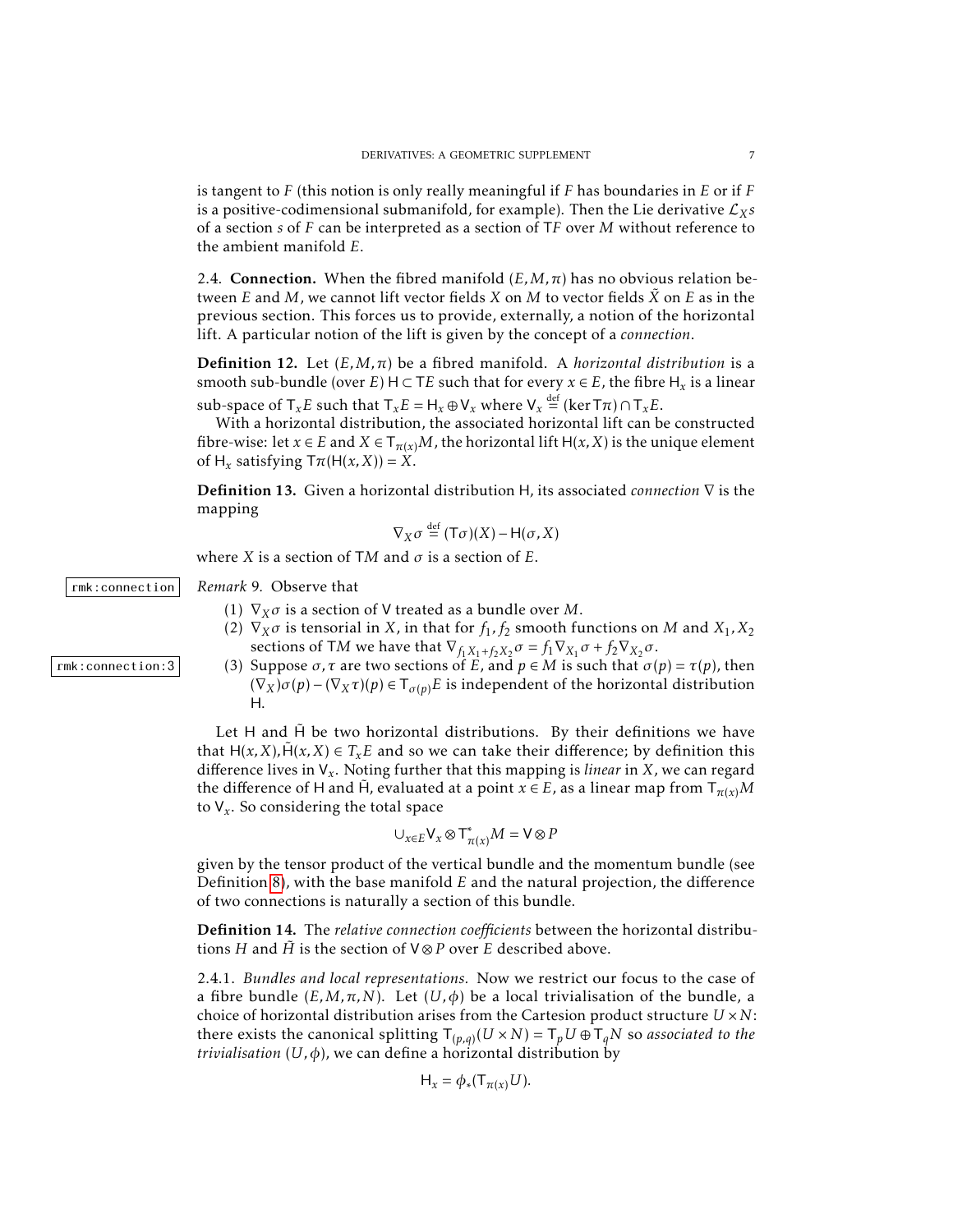is tangent to $F$ (this notion is only really meaningful if $F$ has boundaries in $E$ or if $F$ is a positive-codimensional submanifold, for example). Then the Lie derivative $\mathcal{L}_X s$ of a section $s$ of $F$ can be interpreted as a section of $\mathsf{T}F$ over $M$ without reference to the ambient manifold $E$.

2.4. **Connection.** When the fibred manifold $(E, M, \pi)$ has no obvious relation between $E$ and $M$, we cannot lift vector fields $X$ on $M$ to vector fields $\tilde{X}$ on $E$ as in the previous section. This forces us to provide, externally, a notion of the horizontal lift. A particular notion of the lift is given by the concept of a *connection*.

**Definition 12.** Let $(E, M, \pi)$ be a fibred manifold. A *horizontal distribution* is a smooth sub-bundle (over $E$) $\mathsf{H} \subset \mathsf{T}E$ such that for every $x \in E$, the fibre $\mathsf{H}_x$ is a linear sub-space of $\mathsf{T}_x E$ such that $\mathsf{T}_x E = \mathsf{H}_x \oplus \mathsf{V}_x$ where $\mathsf{V}_x \stackrel{\text{def}}{=} (\ker \mathsf{T}\pi) \cap \mathsf{T}_x E$.

With a horizontal distribution, the associated horizontal lift can be constructed fibre-wise: let $x \in E$ and $X \in \mathsf{T}_{\pi(x)} M$, the horizontal lift $\mathsf{H}(x, X)$ is the unique element of $\mathsf{H}_x$ satisfying $\mathsf{T}\pi(\mathsf{H}(x, X)) = X$.

**Definition 13.** Given a horizontal distribution $\mathsf{H}$, its associated *connection* $\nabla$ is the mapping

$$\nabla_X \sigma \stackrel{\text{def}}{=} (\mathsf{T}\sigma)(X) - \mathsf{H}(\sigma, X)$$

where $X$ is a section of $\mathsf{T}M$ and $\sigma$ is a section of $E$.

*Remark* 9. Observe that

1. $\nabla_X \sigma$ is a section of $\mathsf{V}$ treated as a bundle over $M$.
2. $\nabla_X \sigma$ is tensorial in $X$, in that for $f_1, f_2$ smooth functions on $M$ and $X_1, X_2$ sections of $\mathsf{T}M$ we have that $\nabla_{f_1 X_1 + f_2 X_2} \sigma = f_1 \nabla_{X_1} \sigma + f_2 \nabla_{X_2} \sigma$.
3. Suppose $\sigma, \tau$ are two sections of $E$, and $p \in M$ is such that $\sigma(p) = \tau(p)$, then $(\nabla_X)\sigma(p) - (\nabla_X \tau)(p) \in \mathsf{T}_{\sigma(p)} E$ is independent of the horizontal distribution $\mathsf{H}$.

Let $\mathsf{H}$ and $\tilde{\mathsf{H}}$ be two horizontal distributions. By their definitions we have that $\mathsf{H}(x, X), \tilde{\mathsf{H}}(x, X) \in T_x E$ and so we can take their difference; by definition this difference lives in $\mathsf{V}_x$. Noting further that this mapping is *linear* in $X$, we can regard the difference of $\mathsf{H}$ and $\tilde{\mathsf{H}}$, evaluated at a point $x \in E$, as a linear map from $\mathsf{T}_{\pi(x)} M$ to $\mathsf{V}_x$. So considering the total space

$$\cup_{x \in E} \mathsf{V}_x \otimes \mathsf{T}^*_{\pi(x)} M = \mathsf{V} \otimes P$$

given by the tensor product of the vertical bundle and the momentum bundle (see Definition 8), with the base manifold $E$ and the natural projection, the difference of two connections is naturally a section of this bundle.

**Definition 14.** The *relative connection coefficients* between the horizontal distributions $H$ and $\tilde{H}$ is the section of $\mathsf{V} \otimes P$ over $E$ described above.

2.4.1. *Bundles and local representations.* Now we restrict our focus to the case of a fibre bundle $(E, M, \pi, N)$. Let $(U, \phi)$ be a local trivialisation of the bundle, a choice of horizontal distribution arises from the Cartesion product structure $U \times N$: there exists the canonical splitting $\mathsf{T}_{(p,q)}(U \times N) = \mathsf{T}_p U \oplus \mathsf{T}_q N$ so *associated to the trivialisation* $(U, \phi)$, we can define a horizontal distribution by

$$\mathsf{H}_x = \phi_*(\mathsf{T}_{\pi(x)} U).$$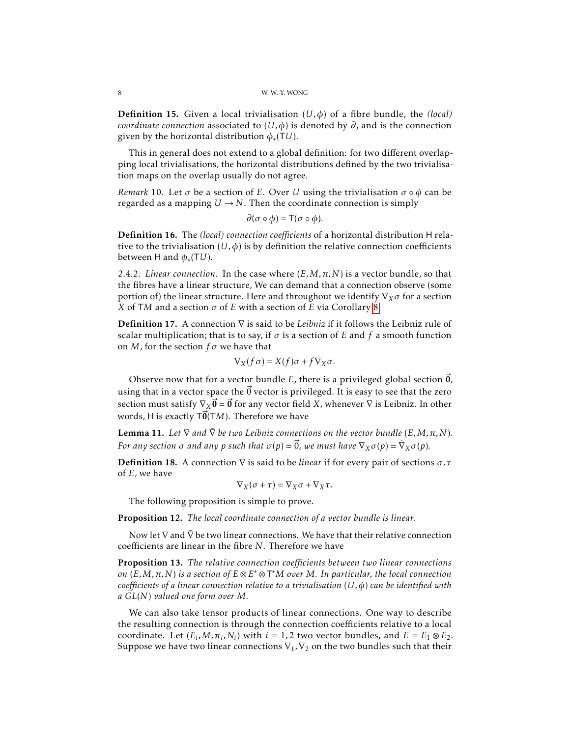**Definition 15.** Given a local trivialisation $(U,\phi)$ of a fibre bundle, the *(local) coordinate connection* associated to $(U,\phi)$ is denoted by $\partial$, and is the connection given by the horizontal distribution $\phi_*(\mathsf{T}U)$.

This in general does not extend to a global definition: for two different overlapping local trivialisations, the horizontal distributions defined by the two trivialisation maps on the overlap usually do not agree.

*Remark* 10. Let $\sigma$ be a section of $E$. Over $U$ using the trivialisation $\sigma \circ \phi$ can be regarded as a mapping $U \to N$. Then the coordinate connection is simply

$$\partial(\sigma \circ \phi) = \mathsf{T}(\sigma \circ \phi).$$

**Definition 16.** The *(local) connection coefficients* of a horizontal distribution $\mathsf{H}$ relative to the trivialisation $(U,\phi)$ is by definition the relative connection coefficients between $\mathsf{H}$ and $\phi_*(\mathsf{T}U)$.

2.4.2. *Linear connection.* In the case where $(E,M,\pi,N)$ is a vector bundle, so that the fibres have a linear structure, We can demand that a connection observe (some portion of) the linear structure. Here and throughout we identify $\nabla_X\sigma$ for a section $X$ of $\mathsf{T}M$ and a section $\sigma$ of $E$ with a section of $E$ via Corollary 8.

**Definition 17.** A connection $\nabla$ is said to be *Leibniz* if it follows the Leibniz rule of scalar multiplication; that is to say, if $\sigma$ is a section of $E$ and $f$ a smooth function on $M$, for the section $f\sigma$ we have that

$$\nabla_X(f\sigma) = X(f)\sigma + f\nabla_X\sigma.$$

Observe now that for a vector bundle $E$, there is a privileged global section $\vec{\mathbf{0}}$, using that in a vector space the $\vec{0}$ vector is privileged. It is easy to see that the zero section must satisfy $\nabla_X\vec{\mathbf{0}} = \vec{\mathbf{0}}$ for any vector field $X$, whenever $\nabla$ is Leibniz. In other words, $\mathsf{H}$ is exactly $\mathsf{T}\vec{\mathbf{0}}(\mathsf{T}M)$. Therefore we have

**Lemma 11.** *Let $\nabla$ and $\tilde{\nabla}$ be two Leibniz connections on the vector bundle $(E,M,\pi,N)$. For any section $\sigma$ and any $p$ such that $\sigma(p) = \vec{0}$, we must have $\nabla_X\sigma(p) = \tilde{\nabla}_X\sigma(p)$.*

**Definition 18.** A connection $\nabla$ is said to be *linear* if for every pair of sections $\sigma,\tau$ of $E$, we have

$$\nabla_X(\sigma+\tau) = \nabla_X\sigma + \nabla_X\tau.$$

The following proposition is simple to prove.

**Proposition 12.** *The local coordinate connection of a vector bundle is linear.*

Now let $\nabla$ and $\tilde{\nabla}$ be two linear connections. We have that their relative connection coefficients are linear in the fibre $N$. Therefore we have

**Proposition 13.** *The relative connection coefficients between two linear connections on $(E,M,\pi,N)$ is a section of $E\otimes E^*\otimes \mathsf{T}^*M$ over $M$. In particular, the local connection coefficients of a linear connection relative to a trivialisation $(U,\phi)$ can be identified with a $GL(N)$ valued one form over $M$.*

We can also take tensor products of linear connections. One way to describe the resulting connection is through the connection coefficients relative to a local coordinate. Let $(E_i,M,\pi_i,N_i)$ with $i=1,2$ two vector bundles, and $E = E_1\otimes E_2$. Suppose we have two linear connections $\nabla_1,\nabla_2$ on the two bundles such that their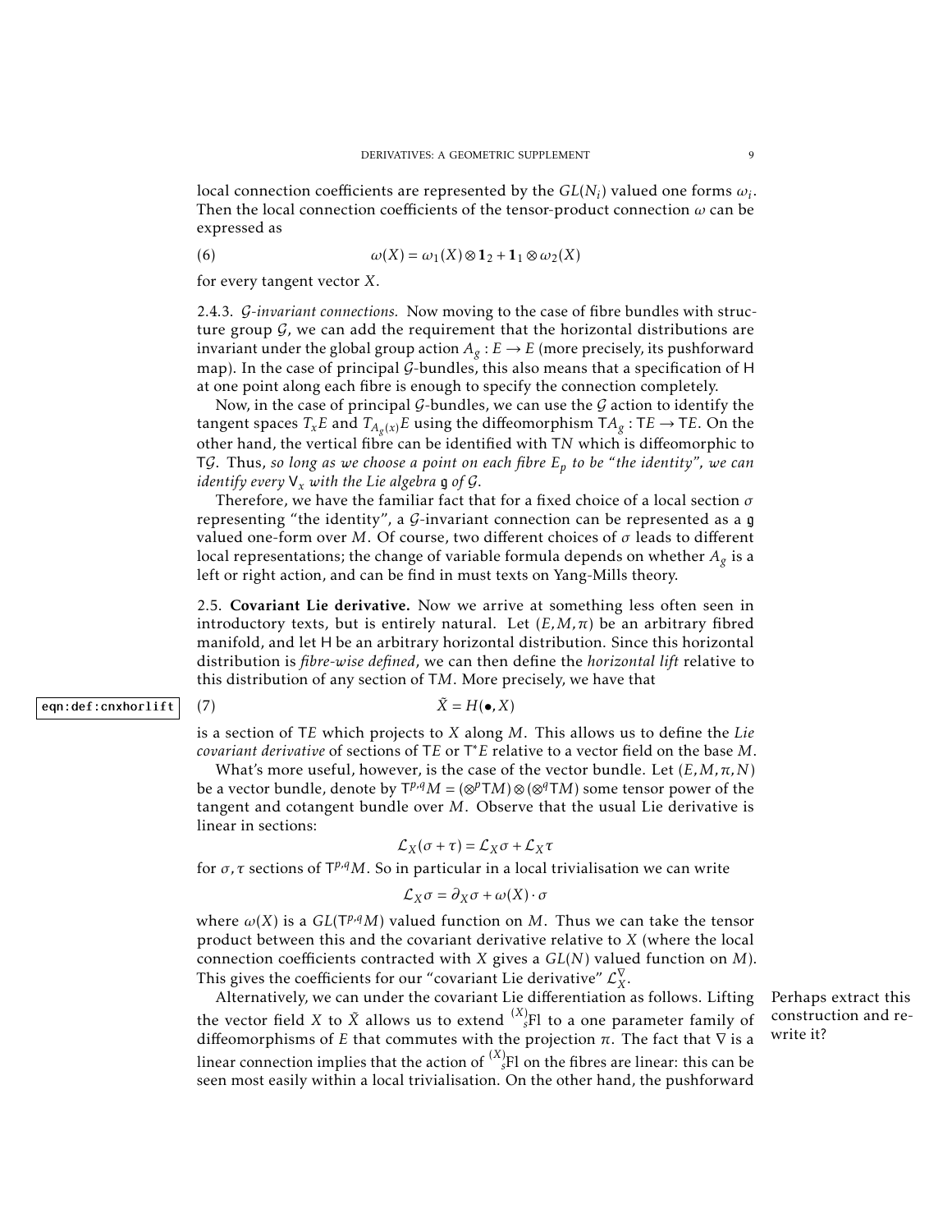local connection coefficients are represented by the $GL(N_i)$ valued one forms $\omega_i$. Then the local connection coefficients of the tensor-product connection $\omega$ can be expressed as

$$\omega(X) = \omega_1(X) \otimes \mathbf{1}_2 + \mathbf{1}_1 \otimes \omega_2(X) \tag{6}$$

for every tangent vector $X$.

2.4.3. *$\mathcal{G}$-invariant connections.* Now moving to the case of fibre bundles with structure group $\mathcal{G}$, we can add the requirement that the horizontal distributions are invariant under the global group action $A_g : E \to E$ (more precisely, its pushforward map). In the case of principal $\mathcal{G}$-bundles, this also means that a specification of $\mathsf{H}$ at one point along each fibre is enough to specify the connection completely.

Now, in the case of principal $\mathcal{G}$-bundles, we can use the $\mathcal{G}$ action to identify the tangent spaces $T_xE$ and $T_{A_g(x)}E$ using the diffeomorphism $\mathsf{T}A_g : \mathsf{T}E \to \mathsf{T}E$. On the other hand, the vertical fibre can be identified with $\mathsf{T}N$ which is diffeomorphic to $\mathsf{T}\mathcal{G}$. Thus, *so long as we choose a point on each fibre $E_p$ to be "the identity", we can identify every $\mathsf{V}_x$ with the Lie algebra $\mathfrak{g}$ of $\mathcal{G}$.*

Therefore, we have the familiar fact that for a fixed choice of a local section $\sigma$ representing "the identity", a $\mathcal{G}$-invariant connection can be represented as a $\mathfrak{g}$ valued one-form over $M$. Of course, two different choices of $\sigma$ leads to different local representations; the change of variable formula depends on whether $A_g$ is a left or right action, and can be find in must texts on Yang-Mills theory.

2.5. **Covariant Lie derivative.** Now we arrive at something less often seen in introductory texts, but is entirely natural. Let $(E, M, \pi)$ be an arbitrary fibred manifold, and let $\mathsf{H}$ be an arbitrary horizontal distribution. Since this horizontal distribution is *fibre-wise defined*, we can then define the *horizontal lift* relative to this distribution of any section of $\mathsf{T}M$. More precisely, we have that

eqn:def:cnxhorlift

$$\tilde{X} = H(\bullet, X) \tag{7}$$

is a section of $\mathsf{T}E$ which projects to $X$ along $M$. This allows us to define the *Lie covariant derivative* of sections of $\mathsf{T}E$ or $\mathsf{T}^*E$ relative to a vector field on the base $M$.

What's more useful, however, is the case of the vector bundle. Let $(E, M, \pi, N)$ be a vector bundle, denote by $\mathsf{T}^{p,q}M = (\otimes^p \mathsf{T}M) \otimes (\otimes^q \mathsf{T}M)$ some tensor power of the tangent and cotangent bundle over $M$. Observe that the usual Lie derivative is linear in sections:

$$\mathcal{L}_X(\sigma + \tau) = \mathcal{L}_X \sigma + \mathcal{L}_X \tau$$

for $\sigma, \tau$ sections of $\mathsf{T}^{p,q}M$. So in particular in a local trivialisation we can write

$$\mathcal{L}_X \sigma = \partial_X \sigma + \omega(X) \cdot \sigma$$

where $\omega(X)$ is a $GL(\mathsf{T}^{p,q}M)$ valued function on $M$. Thus we can take the tensor product between this and the covariant derivative relative to $X$ (where the local connection coefficients contracted with $X$ gives a $GL(N)$ valued function on $M$). This gives the coefficients for our "covariant Lie derivative" $\mathcal{L}^{\nabla}_X$.

Alternatively, we can under the covariant Lie differentiation as follows. Lifting the vector field $X$ to $\tilde{X}$ allows us to extend ${}^{(X)}_{s}\mathrm{Fl}$ to a one parameter family of diffeomorphisms of $E$ that commutes with the projection $\pi$. The fact that $\nabla$ is a linear connection implies that the action of ${}^{(X)}_{s}\mathrm{Fl}$ on the fibres are linear: this can be seen most easily within a local trivialisation. On the other hand, the pushforward

Perhaps extract this construction and rewrite it?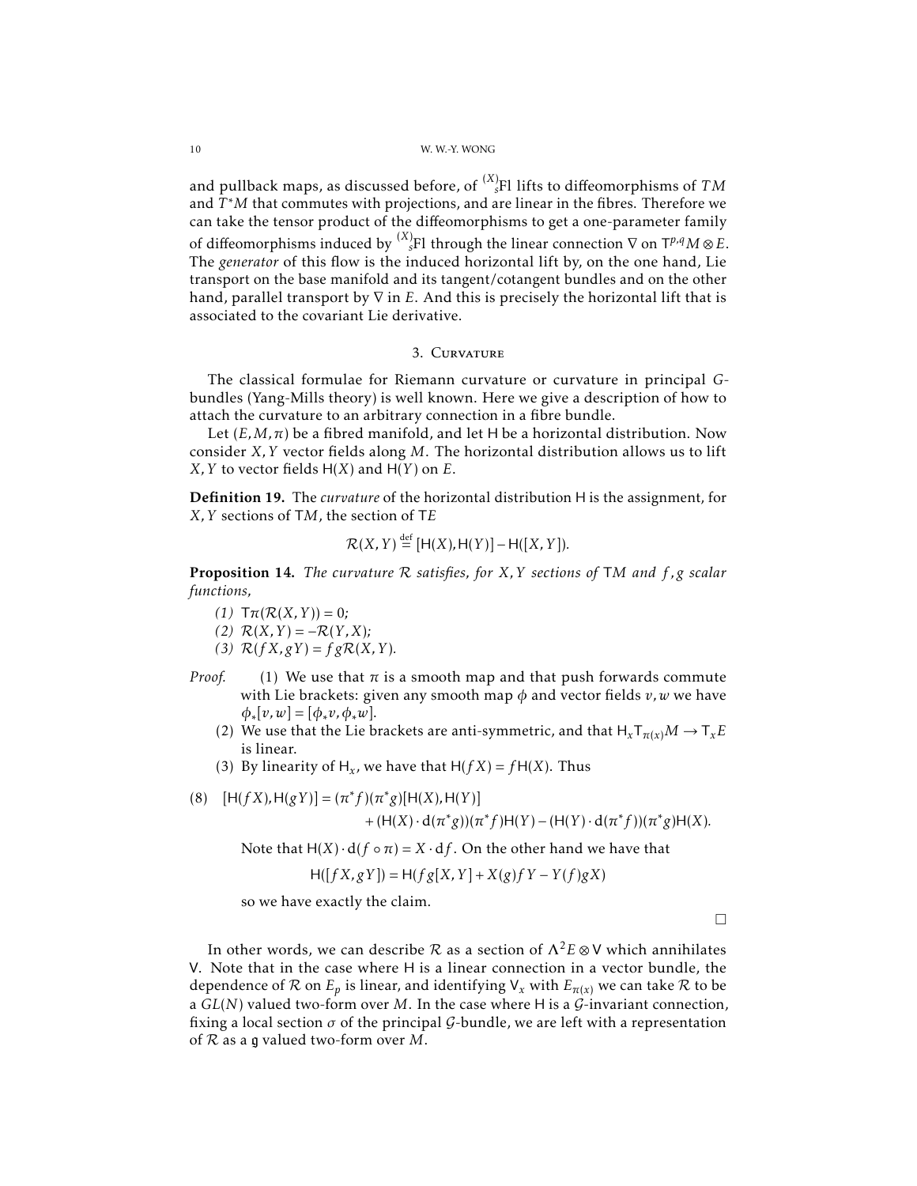and pullback maps, as discussed before, of ${}^{(X)}_{s}\mathrm{Fl}$ lifts to diffeomorphisms of $TM$ and $T^*M$ that commutes with projections, and are linear in the fibres. Therefore we can take the tensor product of the diffeomorphisms to get a one-parameter family of diffeomorphisms induced by ${}^{(X)}_{s}\mathrm{Fl}$ through the linear connection $\nabla$ on $\mathsf{T}^{p,q}M \otimes E$. The *generator* of this flow is the induced horizontal lift by, on the one hand, Lie transport on the base manifold and its tangent/cotangent bundles and on the other hand, parallel transport by $\nabla$ in $E$. And this is precisely the horizontal lift that is associated to the covariant Lie derivative.

## 3. Curvature

The classical formulae for Riemann curvature or curvature in principal $G$-bundles (Yang-Mills theory) is well known. Here we give a description of how to attach the curvature to an arbitrary connection in a fibre bundle.

Let $(E, M, \pi)$ be a fibred manifold, and let $\mathsf{H}$ be a horizontal distribution. Now consider $X, Y$ vector fields along $M$. The horizontal distribution allows us to lift $X, Y$ to vector fields $\mathsf{H}(X)$ and $\mathsf{H}(Y)$ on $E$.

**Definition 19.** The *curvature* of the horizontal distribution $\mathsf{H}$ is the assignment, for $X, Y$ sections of $\mathsf{T}M$, the section of $\mathsf{T}E$

$$\mathcal{R}(X,Y) \stackrel{\text{def}}{=} [\mathsf{H}(X), \mathsf{H}(Y)] - \mathsf{H}([X,Y]).$$

**Proposition 14.** *The curvature $\mathcal{R}$ satisfies, for $X, Y$ sections of $\mathsf{T}M$ and $f, g$ scalar functions,*

1. $\mathsf{T}\pi(\mathcal{R}(X,Y)) = 0$;
2. $\mathcal{R}(X,Y) = -\mathcal{R}(Y,X)$;
3. $\mathcal{R}(fX, gY) = fg\mathcal{R}(X,Y)$.

*Proof.*
1. We use that $\pi$ is a smooth map and that push forwards commute with Lie brackets: given any smooth map $\phi$ and vector fields $v, w$ we have $\phi_*[v,w] = [\phi_* v, \phi_* w]$.
2. We use that the Lie brackets are anti-symmetric, and that $\mathsf{H}_x \mathsf{T}_{\pi(x)} M \to \mathsf{T}_x E$ is linear.
3. By linearity of $\mathsf{H}_x$, we have that $\mathsf{H}(fX) = f\mathsf{H}(X)$. Thus

$$(8)\quad [\mathsf{H}(fX), \mathsf{H}(gY)] = (\pi^* f)(\pi^* g)[\mathsf{H}(X), \mathsf{H}(Y)] + (\mathsf{H}(X)\cdot \mathrm{d}(\pi^* g))(\pi^* f)\mathsf{H}(Y) - (\mathsf{H}(Y)\cdot \mathrm{d}(\pi^* f))(\pi^* g)\mathsf{H}(X).$$

Note that $\mathsf{H}(X)\cdot \mathrm{d}(f\circ\pi) = X\cdot \mathrm{d}f$. On the other hand we have that

$$\mathsf{H}([fX, gY]) = \mathsf{H}(fg[X,Y] + X(g)fY - Y(f)gX)$$

so we have exactly the claim.

□

In other words, we can describe $\mathcal{R}$ as a section of $\Lambda^2 E \otimes \mathsf{V}$ which annihilates $\mathsf{V}$. Note that in the case where $\mathsf{H}$ is a linear connection in a vector bundle, the dependence of $\mathcal{R}$ on $E_p$ is linear, and identifying $\mathsf{V}_x$ with $E_{\pi(x)}$ we can take $\mathcal{R}$ to be a $GL(N)$ valued two-form over $M$. In the case where $\mathsf{H}$ is a $\mathcal{G}$-invariant connection, fixing a local section $\sigma$ of the principal $\mathcal{G}$-bundle, we are left with a representation of $\mathcal{R}$ as a $\mathfrak{g}$ valued two-form over $M$.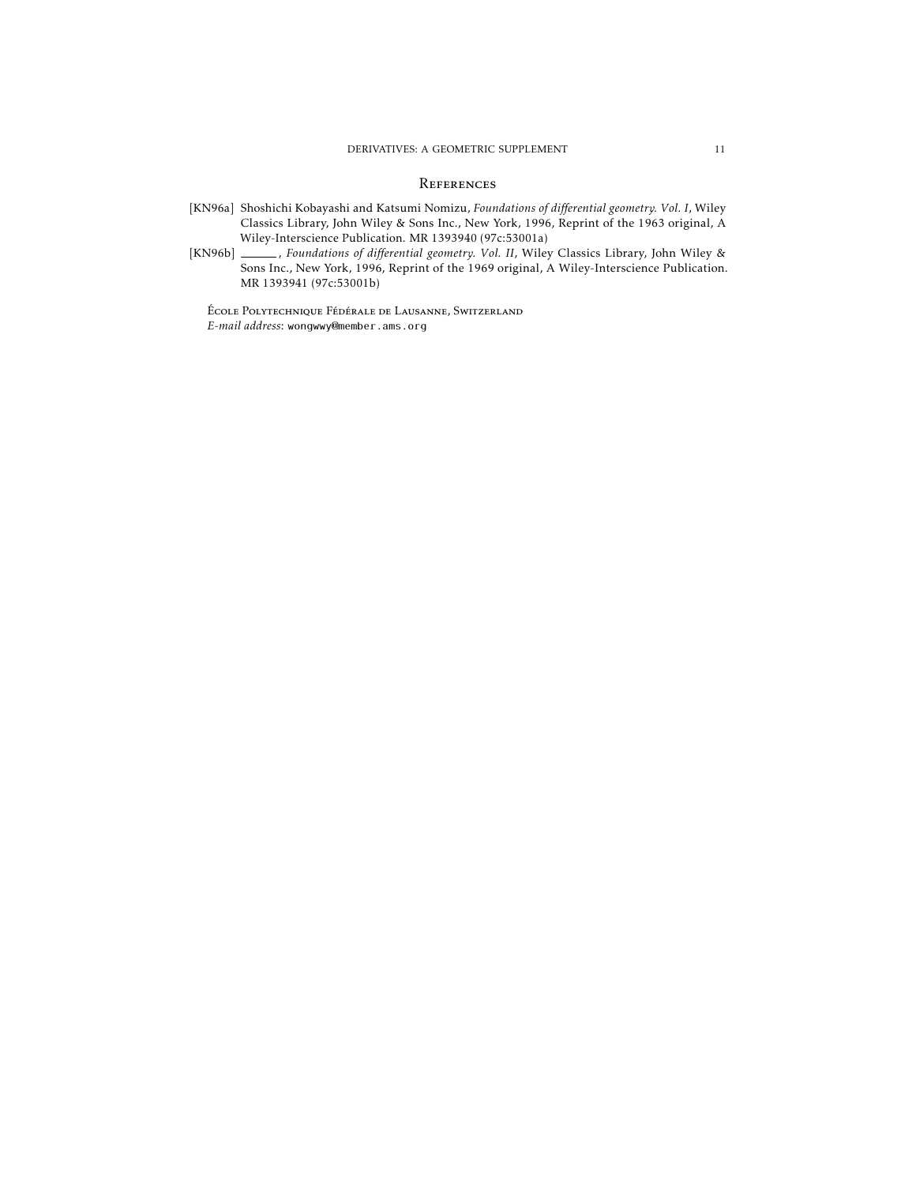## References

[KN96a] Shoshichi Kobayashi and Katsumi Nomizu, *Foundations of differential geometry. Vol. I*, Wiley Classics Library, John Wiley & Sons Inc., New York, 1996, Reprint of the 1963 original, A Wiley-Interscience Publication. MR 1393940 (97c:53001a)

[KN96b] ______, *Foundations of differential geometry. Vol. II*, Wiley Classics Library, John Wiley & Sons Inc., New York, 1996, Reprint of the 1969 original, A Wiley-Interscience Publication. MR 1393941 (97c:53001b)

École Polytechnique Fédérale de Lausanne, Switzerland

*E-mail address*: wongwwy@member.ams.org